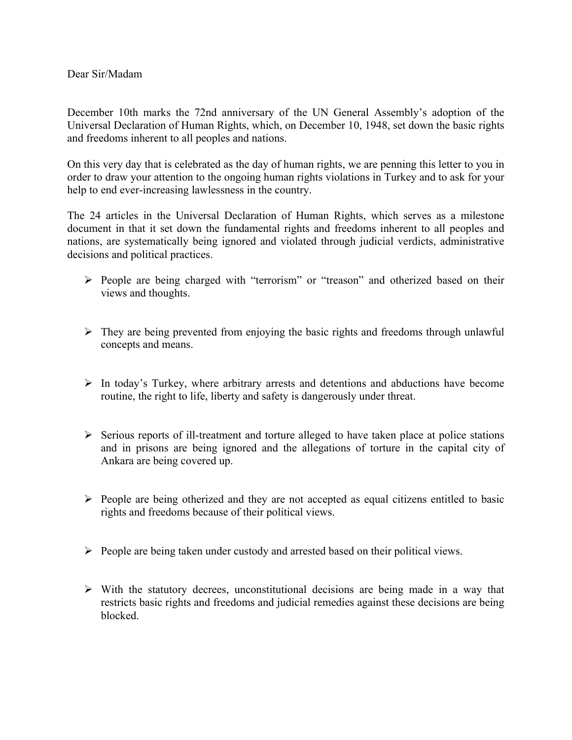Dear Sir/Madam

December 10th marks the 72nd anniversary of the UN General Assembly's adoption of the Universal Declaration of Human Rights, which, on December 10, 1948, set down the basic rights and freedoms inherent to all peoples and nations.

On this very day that is celebrated as the day of human rights, we are penning this letter to you in order to draw your attention to the ongoing human rights violations in Turkey and to ask for your help to end ever-increasing lawlessness in the country.

The 24 articles in the Universal Declaration of Human Rights, which serves as a milestone document in that it set down the fundamental rights and freedoms inherent to all peoples and nations, are systematically being ignored and violated through judicial verdicts, administrative decisions and political practices.

- People are being charged with "terrorism" or "treason" and otherized based on their views and thoughts.

- They are being prevented from enjoying the basic rights and freedoms through unlawful concepts and means.

- In today's Turkey, where arbitrary arrests and detentions and abductions have become routine, the right to life, liberty and safety is dangerously under threat.

- Serious reports of ill-treatment and torture alleged to have taken place at police stations and in prisons are being ignored and the allegations of torture in the capital city of Ankara are being covered up.

- People are being otherized and they are not accepted as equal citizens entitled to basic rights and freedoms because of their political views.

- People are being taken under custody and arrested based on their political views.

- With the statutory decrees, unconstitutional decisions are being made in a way that restricts basic rights and freedoms and judicial remedies against these decisions are being blocked.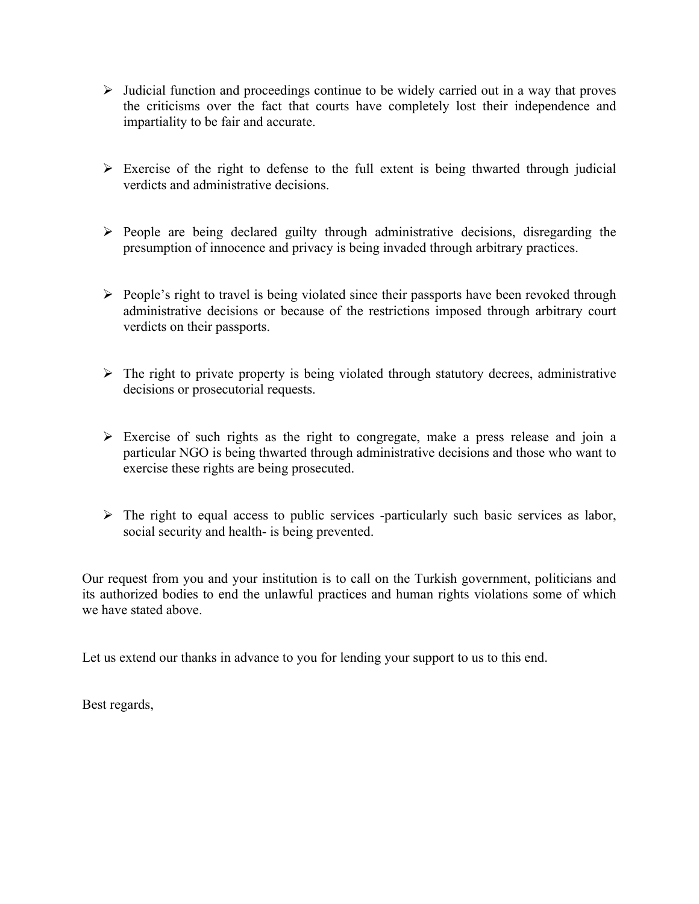- Judicial function and proceedings continue to be widely carried out in a way that proves the criticisms over the fact that courts have completely lost their independence and impartiality to be fair and accurate.

- Exercise of the right to defense to the full extent is being thwarted through judicial verdicts and administrative decisions.

- People are being declared guilty through administrative decisions, disregarding the presumption of innocence and privacy is being invaded through arbitrary practices.

- People's right to travel is being violated since their passports have been revoked through administrative decisions or because of the restrictions imposed through arbitrary court verdicts on their passports.

- The right to private property is being violated through statutory decrees, administrative decisions or prosecutorial requests.

- Exercise of such rights as the right to congregate, make a press release and join a particular NGO is being thwarted through administrative decisions and those who want to exercise these rights are being prosecuted.

- The right to equal access to public services -particularly such basic services as labor, social security and health- is being prevented.

Our request from you and your institution is to call on the Turkish government, politicians and its authorized bodies to end the unlawful practices and human rights violations some of which we have stated above.

Let us extend our thanks in advance to you for lending your support to us to this end.

Best regards,